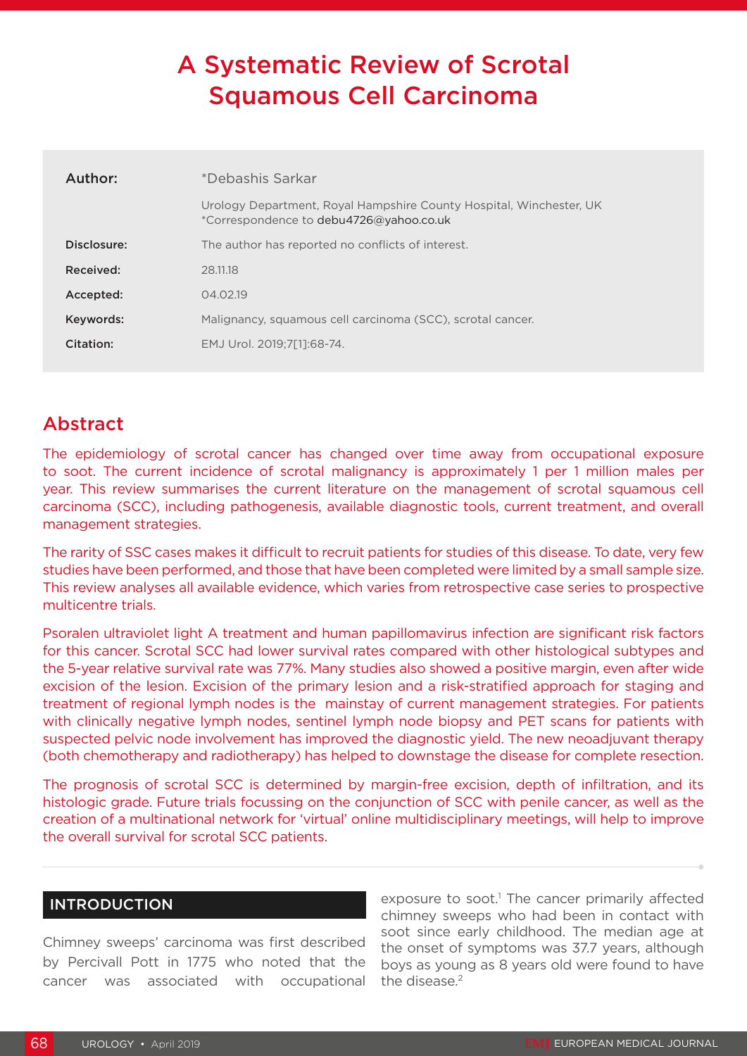# A Systematic Review of Scrotal Squamous Cell Carcinoma

| | |
|---|---|
| **Author:** | *Debashis Sarkar |
| | Urology Department, Royal Hampshire County Hospital, Winchester, UK<br>*Correspondence to debu4726@yahoo.co.uk |
| **Disclosure:** | The author has reported no conflicts of interest. |
| **Received:** | 28.11.18 |
| **Accepted:** | 04.02.19 |
| **Keywords:** | Malignancy, squamous cell carcinoma (SCC), scrotal cancer. |
| **Citation:** | EMJ Urol. 2019;7[1]:68-74. |

## Abstract

The epidemiology of scrotal cancer has changed over time away from occupational exposure to soot. The current incidence of scrotal malignancy is approximately 1 per 1 million males per year. This review summarises the current literature on the management of scrotal squamous cell carcinoma (SCC), including pathogenesis, available diagnostic tools, current treatment, and overall management strategies.

The rarity of SSC cases makes it difficult to recruit patients for studies of this disease. To date, very few studies have been performed, and those that have been completed were limited by a small sample size. This review analyses all available evidence, which varies from retrospective case series to prospective multicentre trials.

Psoralen ultraviolet light A treatment and human papillomavirus infection are significant risk factors for this cancer. Scrotal SCC had lower survival rates compared with other histological subtypes and the 5-year relative survival rate was 77%. Many studies also showed a positive margin, even after wide excision of the lesion. Excision of the primary lesion and a risk-stratified approach for staging and treatment of regional lymph nodes is the mainstay of current management strategies. For patients with clinically negative lymph nodes, sentinel lymph node biopsy and PET scans for patients with suspected pelvic node involvement has improved the diagnostic yield. The new neoadjuvant therapy (both chemotherapy and radiotherapy) has helped to downstage the disease for complete resection.

The prognosis of scrotal SCC is determined by margin-free excision, depth of infiltration, and its histologic grade. Future trials focussing on the conjunction of SCC with penile cancer, as well as the creation of a multinational network for 'virtual' online multidisciplinary meetings, will help to improve the overall survival for scrotal SCC patients.

## INTRODUCTION

Chimney sweeps' carcinoma was first described by Percivall Pott in 1775 who noted that the cancer was associated with occupational exposure to soot.[1] The cancer primarily affected chimney sweeps who had been in contact with soot since early childhood. The median age at the onset of symptoms was 37.7 years, although boys as young as 8 years old were found to have the disease.[2]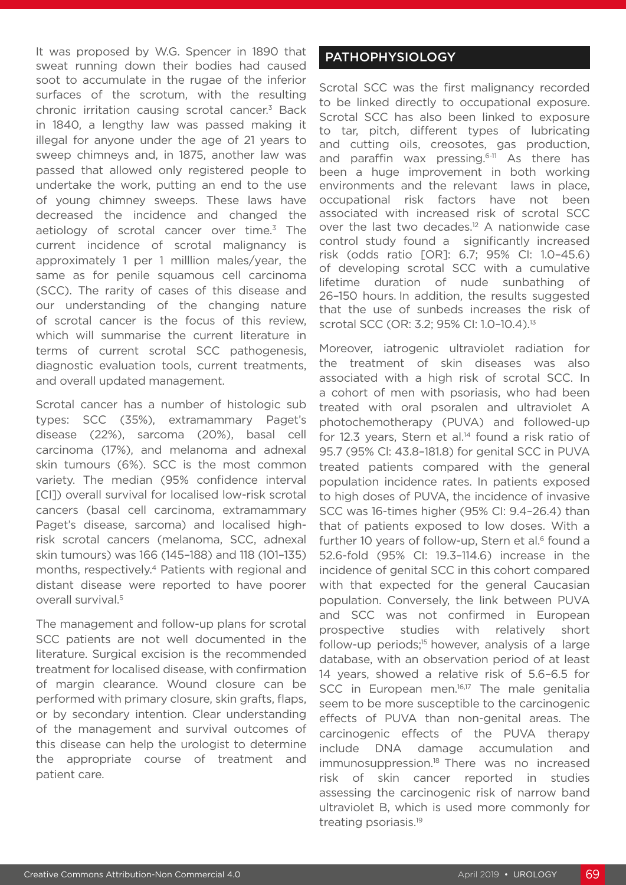It was proposed by W.G. Spencer in 1890 that sweat running down their bodies had caused soot to accumulate in the rugae of the inferior surfaces of the scrotum, with the resulting chronic irritation causing scrotal cancer.[3] Back in 1840, a lengthy law was passed making it illegal for anyone under the age of 21 years to sweep chimneys and, in 1875, another law was passed that allowed only registered people to undertake the work, putting an end to the use of young chimney sweeps. These laws have decreased the incidence and changed the aetiology of scrotal cancer over time.[3] The current incidence of scrotal malignancy is approximately 1 per 1 milllion males/year, the same as for penile squamous cell carcinoma (SCC). The rarity of cases of this disease and our understanding of the changing nature of scrotal cancer is the focus of this review, which will summarise the current literature in terms of current scrotal SCC pathogenesis, diagnostic evaluation tools, current treatments, and overall updated management.

Scrotal cancer has a number of histologic sub types: SCC (35%), extramammary Paget's disease (22%), sarcoma (20%), basal cell carcinoma (17%), and melanoma and adnexal skin tumours (6%). SCC is the most common variety. The median (95% confidence interval [CI]) overall survival for localised low-risk scrotal cancers (basal cell carcinoma, extramammary Paget's disease, sarcoma) and localised high-risk scrotal cancers (melanoma, SCC, adnexal skin tumours) was 166 (145–188) and 118 (101–135) months, respectively.[4] Patients with regional and distant disease were reported to have poorer overall survival.[5]

The management and follow-up plans for scrotal SCC patients are not well documented in the literature. Surgical excision is the recommended treatment for localised disease, with confirmation of margin clearance. Wound closure can be performed with primary closure, skin grafts, flaps, or by secondary intention. Clear understanding of the management and survival outcomes of this disease can help the urologist to determine the appropriate course of treatment and patient care.

## PATHOPHYSIOLOGY

Scrotal SCC was the first malignancy recorded to be linked directly to occupational exposure. Scrotal SCC has also been linked to exposure to tar, pitch, different types of lubricating and cutting oils, creosotes, gas production, and paraffin wax pressing.[6-11] As there has been a huge improvement in both working environments and the relevant laws in place, occupational risk factors have not been associated with increased risk of scrotal SCC over the last two decades.[12] A nationwide case control study found a significantly increased risk (odds ratio [OR]: 6.7; 95% CI: 1.0–45.6) of developing scrotal SCC with a cumulative lifetime duration of nude sunbathing of 26–150 hours. In addition, the results suggested that the use of sunbeds increases the risk of scrotal SCC (OR: 3.2; 95% CI: 1.0–10.4).[13]

Moreover, iatrogenic ultraviolet radiation for the treatment of skin diseases was also associated with a high risk of scrotal SCC. In a cohort of men with psoriasis, who had been treated with oral psoralen and ultraviolet A photochemotherapy (PUVA) and followed-up for 12.3 years, Stern et al.[14] found a risk ratio of 95.7 (95% CI: 43.8–181.8) for genital SCC in PUVA treated patients compared with the general population incidence rates. In patients exposed to high doses of PUVA, the incidence of invasive SCC was 16-times higher (95% CI: 9.4–26.4) than that of patients exposed to low doses. With a further 10 years of follow-up, Stern et al.[6] found a 52.6-fold (95% CI: 19.3–114.6) increase in the incidence of genital SCC in this cohort compared with that expected for the general Caucasian population. Conversely, the link between PUVA and SCC was not confirmed in European prospective studies with relatively short follow-up periods;[15] however, analysis of a large database, with an observation period of at least 14 years, showed a relative risk of 5.6–6.5 for SCC in European men.[16,17] The male genitalia seem to be more susceptible to the carcinogenic effects of PUVA than non-genital areas. The carcinogenic effects of the PUVA therapy include DNA damage accumulation and immunosuppression.[18] There was no increased risk of skin cancer reported in studies assessing the carcinogenic risk of narrow band ultraviolet B, which is used more commonly for treating psoriasis.[19]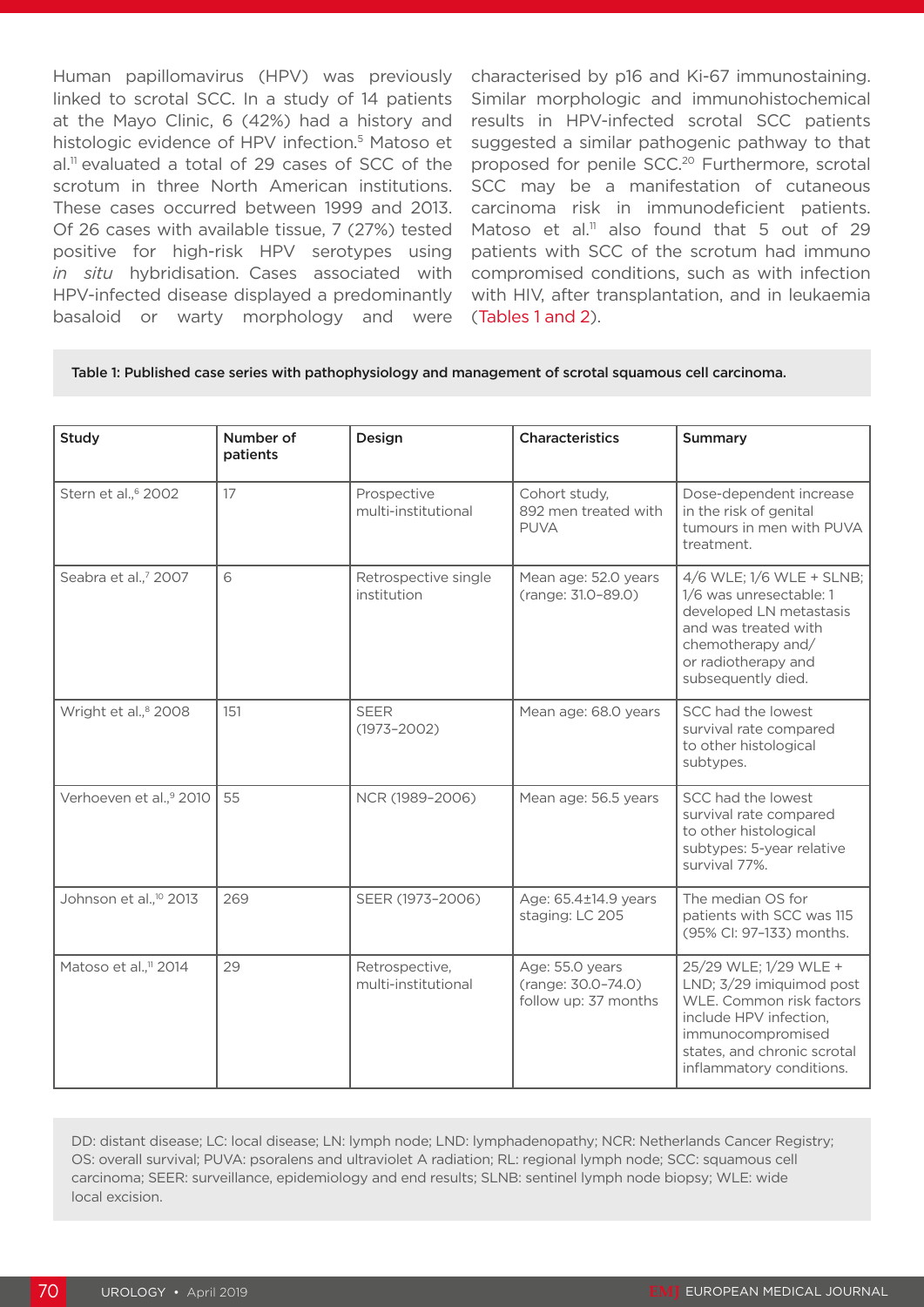Human papillomavirus (HPV) was previously linked to scrotal SCC. In a study of 14 patients at the Mayo Clinic, 6 (42%) had a history and histologic evidence of HPV infection.[5] Matoso et al.[11] evaluated a total of 29 cases of SCC of the scrotum in three North American institutions. These cases occurred between 1999 and 2013. Of 26 cases with available tissue, 7 (27%) tested positive for high-risk HPV serotypes using *in situ* hybridisation. Cases associated with HPV-infected disease displayed a predominantly basaloid or warty morphology and were characterised by p16 and Ki-67 immunostaining. Similar morphologic and immunohistochemical results in HPV-infected scrotal SCC patients suggested a similar pathogenic pathway to that proposed for penile SCC.[20] Furthermore, scrotal SCC may be a manifestation of cutaneous carcinoma risk in immunodeficient patients. Matoso et al.[11] also found that 5 out of 29 patients with SCC of the scrotum had immuno compromised conditions, such as with infection with HIV, after transplantation, and in leukaemia (Tables 1 and 2).

**Table 1: Published case series with pathophysiology and management of scrotal squamous cell carcinoma.**

| Study | Number of patients | Design | Characteristics | Summary |
|---|---|---|---|---|
| Stern et al.,[6] 2002 | 17 | Prospective multi-institutional | Cohort study, 892 men treated with PUVA | Dose-dependent increase in the risk of genital tumours in men with PUVA treatment. |
| Seabra et al.,[7] 2007 | 6 | Retrospective single institution | Mean age: 52.0 years (range: 31.0–89.0) | 4/6 WLE; 1/6 WLE + SLNB; 1/6 was unresectable: 1 developed LN metastasis and was treated with chemotherapy and/or radiotherapy and subsequently died. |
| Wright et al.,[8] 2008 | 151 | SEER (1973–2002) | Mean age: 68.0 years | SCC had the lowest survival rate compared to other histological subtypes. |
| Verhoeven et al.,[9] 2010 | 55 | NCR (1989–2006) | Mean age: 56.5 years | SCC had the lowest survival rate compared to other histological subtypes: 5-year relative survival 77%. |
| Johnson et al.,[10] 2013 | 269 | SEER (1973–2006) | Age: 65.4±14.9 years staging: LC 205 | The median OS for patients with SCC was 115 (95% CI: 97–133) months. |
| Matoso et al.,[11] 2014 | 29 | Retrospective, multi-institutional | Age: 55.0 years (range: 30.0–74.0) follow up: 37 months | 25/29 WLE; 1/29 WLE + LND; 3/29 imiquimod post WLE. Common risk factors include HPV infection, immunocompromised states, and chronic scrotal inflammatory conditions. |

DD: distant disease; LC: local disease; LN: lymph node; LND: lymphadenopathy; NCR: Netherlands Cancer Registry; OS: overall survival; PUVA: psoralens and ultraviolet A radiation; RL: regional lymph node; SCC: squamous cell carcinoma; SEER: surveillance, epidemiology and end results; SLNB: sentinel lymph node biopsy; WLE: wide local excision.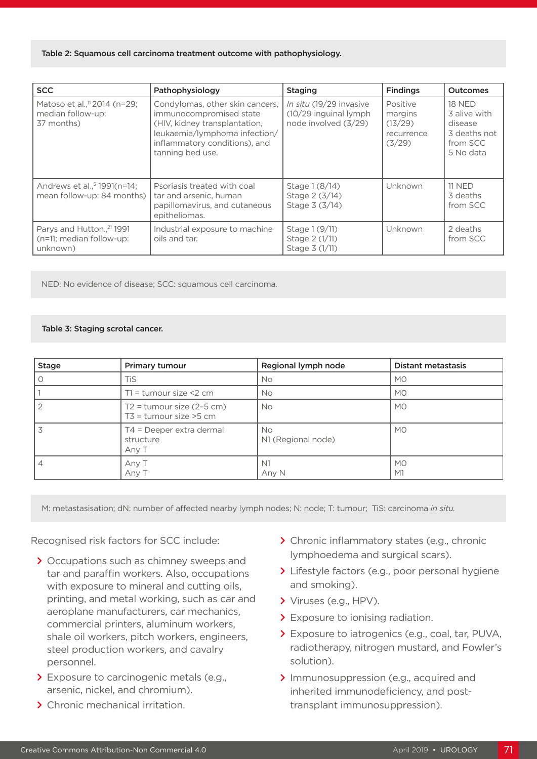Table 2: Squamous cell carcinoma treatment outcome with pathophysiology.

| SCC | Pathophysiology | Staging | Findings | Outcomes |
|---|---|---|---|---|
| Matoso et al.,[11] 2014 (n=29; median follow-up: 37 months) | Condylomas, other skin cancers, immunocompromised state (HIV, kidney transplantation, leukaemia/lymphoma infection/ inflammatory conditions), and tanning bed use. | *In situ* (19/29 invasive (10/29 inguinal lymph node involved (3/29) | Positive margins (13/29) recurrence (3/29) | 18 NED<br>3 alive with disease<br>3 deaths not from SCC<br>5 No data |
| Andrews et al.,[5] 1991(n=14; mean follow-up: 84 months) | Psoriasis treated with coal tar and arsenic, human papillomavirus, and cutaneous epitheliomas. | Stage 1 (8/14)<br>Stage 2 (3/14)<br>Stage 3 (3/14) | Unknown | 11 NED<br>3 deaths from SCC |
| Parys and Hutton,[21] 1991 (n=11; median follow-up: unknown) | Industrial exposure to machine oils and tar. | Stage 1 (9/11)<br>Stage 2 (1/11)<br>Stage 3 (1/11) | Unknown | 2 deaths from SCC |

NED: No evidence of disease; SCC: squamous cell carcinoma.

Table 3: Staging scrotal cancer.

| Stage | Primary tumour | Regional lymph node | Distant metastasis |
|---|---|---|---|
| 0 | TiS | No | M0 |
| 1 | T1 = tumour size <2 cm | No | M0 |
| 2 | T2 = tumour size (2–5 cm)<br>T3 = tumour size >5 cm | No | M0 |
| 3 | T4 = Deeper extra dermal structure<br>Any T | No<br>N1 (Regional node) | M0 |
| 4 | Any T<br>Any T | N1<br>Any N | M0<br>M1 |

M: metastasisation; dN: number of affected nearby lymph nodes; N: node; T: tumour; TiS: carcinoma *in situ.*

Recognised risk factors for SCC include:

- Occupations such as chimney sweeps and tar and paraffin workers. Also, occupations with exposure to mineral and cutting oils, printing, and metal working, such as car and aeroplane manufacturers, car mechanics, commercial printers, aluminum workers, shale oil workers, pitch workers, engineers, steel production workers, and cavalry personnel.
- Exposure to carcinogenic metals (e.g., arsenic, nickel, and chromium).
- Chronic mechanical irritation.
- Chronic inflammatory states (e.g., chronic lymphoedema and surgical scars).
- Lifestyle factors (e.g., poor personal hygiene and smoking).
- Viruses (e.g., HPV).
- Exposure to ionising radiation.
- Exposure to iatrogenics (e.g., coal, tar, PUVA, radiotherapy, nitrogen mustard, and Fowler's solution).
- Immunosuppression (e.g., acquired and inherited immunodeficiency, and post-transplant immunosuppression).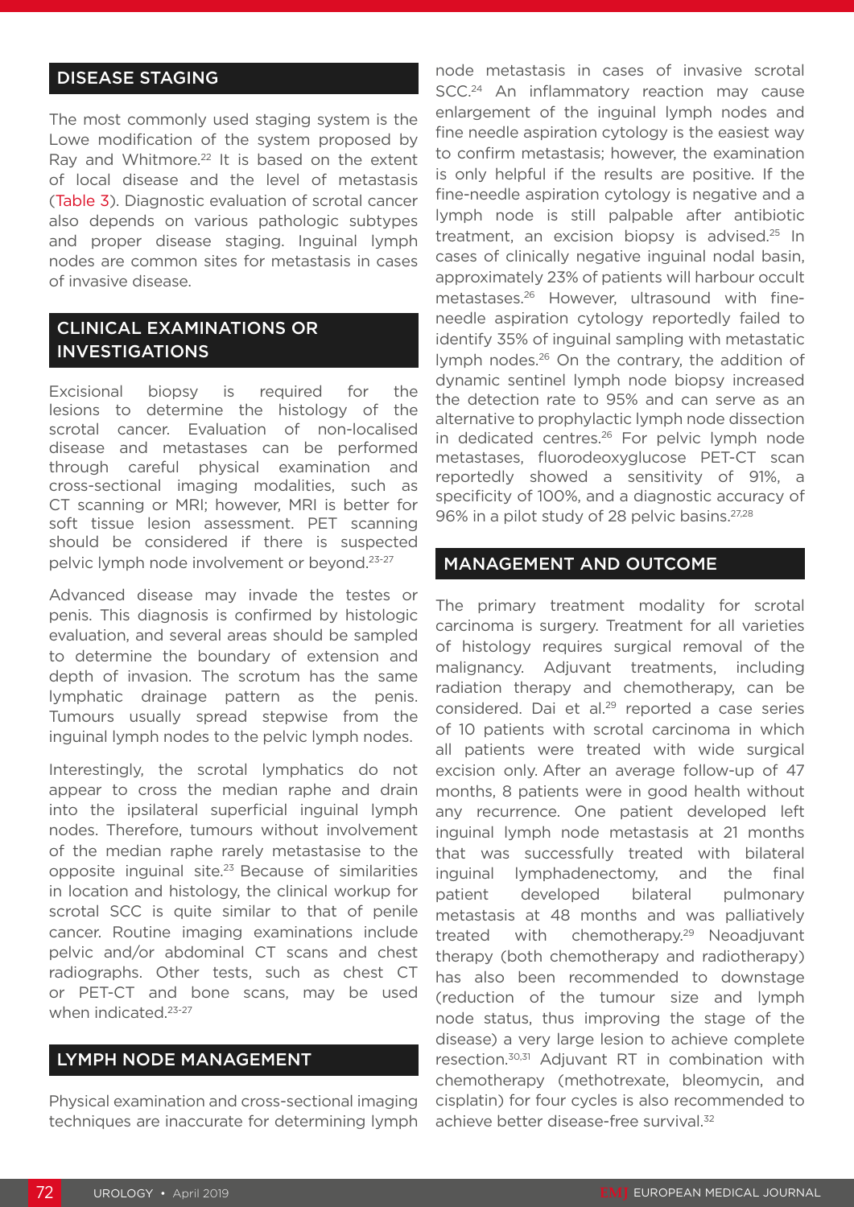## DISEASE STAGING

The most commonly used staging system is the Lowe modification of the system proposed by Ray and Whitmore.[22] It is based on the extent of local disease and the level of metastasis (Table 3). Diagnostic evaluation of scrotal cancer also depends on various pathologic subtypes and proper disease staging. Inguinal lymph nodes are common sites for metastasis in cases of invasive disease.

## CLINICAL EXAMINATIONS OR INVESTIGATIONS

Excisional biopsy is required for the lesions to determine the histology of the scrotal cancer. Evaluation of non-localised disease and metastases can be performed through careful physical examination and cross-sectional imaging modalities, such as CT scanning or MRI; however, MRI is better for soft tissue lesion assessment. PET scanning should be considered if there is suspected pelvic lymph node involvement or beyond.[23-27]

Advanced disease may invade the testes or penis. This diagnosis is confirmed by histologic evaluation, and several areas should be sampled to determine the boundary of extension and depth of invasion. The scrotum has the same lymphatic drainage pattern as the penis. Tumours usually spread stepwise from the inguinal lymph nodes to the pelvic lymph nodes.

Interestingly, the scrotal lymphatics do not appear to cross the median raphe and drain into the ipsilateral superficial inguinal lymph nodes. Therefore, tumours without involvement of the median raphe rarely metastasise to the opposite inguinal site.[23] Because of similarities in location and histology, the clinical workup for scrotal SCC is quite similar to that of penile cancer. Routine imaging examinations include pelvic and/or abdominal CT scans and chest radiographs. Other tests, such as chest CT or PET-CT and bone scans, may be used when indicated.[23-27]

## LYMPH NODE MANAGEMENT

Physical examination and cross-sectional imaging techniques are inaccurate for determining lymph node metastasis in cases of invasive scrotal SCC.[24] An inflammatory reaction may cause enlargement of the inguinal lymph nodes and fine needle aspiration cytology is the easiest way to confirm metastasis; however, the examination is only helpful if the results are positive. If the fine-needle aspiration cytology is negative and a lymph node is still palpable after antibiotic treatment, an excision biopsy is advised.[25] In cases of clinically negative inguinal nodal basin, approximately 23% of patients will harbour occult metastases.[26] However, ultrasound with fine-needle aspiration cytology reportedly failed to identify 35% of inguinal sampling with metastatic lymph nodes.[26] On the contrary, the addition of dynamic sentinel lymph node biopsy increased the detection rate to 95% and can serve as an alternative to prophylactic lymph node dissection in dedicated centres.[26] For pelvic lymph node metastases, fluorodeoxyglucose PET-CT scan reportedly showed a sensitivity of 91%, a specificity of 100%, and a diagnostic accuracy of 96% in a pilot study of 28 pelvic basins.[27,28]

## MANAGEMENT AND OUTCOME

The primary treatment modality for scrotal carcinoma is surgery. Treatment for all varieties of histology requires surgical removal of the malignancy. Adjuvant treatments, including radiation therapy and chemotherapy, can be considered. Dai et al.[29] reported a case series of 10 patients with scrotal carcinoma in which all patients were treated with wide surgical excision only. After an average follow-up of 47 months, 8 patients were in good health without any recurrence. One patient developed left inguinal lymph node metastasis at 21 months that was successfully treated with bilateral inguinal lymphadenectomy, and the final patient developed bilateral pulmonary metastasis at 48 months and was palliatively treated with chemotherapy.[29] Neoadjuvant therapy (both chemotherapy and radiotherapy) has also been recommended to downstage (reduction of the tumour size and lymph node status, thus improving the stage of the disease) a very large lesion to achieve complete resection.[30,31] Adjuvant RT in combination with chemotherapy (methotrexate, bleomycin, and cisplatin) for four cycles is also recommended to achieve better disease-free survival.[32]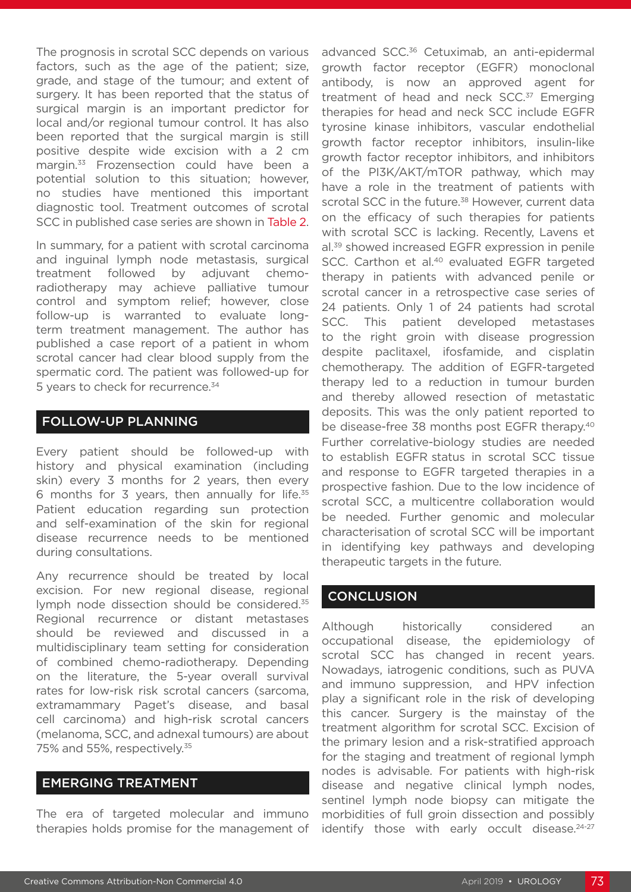The prognosis in scrotal SCC depends on various factors, such as the age of the patient; size, grade, and stage of the tumour; and extent of surgery. It has been reported that the status of surgical margin is an important predictor for local and/or regional tumour control. It has also been reported that the surgical margin is still positive despite wide excision with a 2 cm margin.[33] Frozensection could have been a potential solution to this situation; however, no studies have mentioned this important diagnostic tool. Treatment outcomes of scrotal SCC in published case series are shown in Table 2.

In summary, for a patient with scrotal carcinoma and inguinal lymph node metastasis, surgical treatment followed by adjuvant chemoradiotherapy may achieve palliative tumour control and symptom relief; however, close follow-up is warranted to evaluate long-term treatment management. The author has published a case report of a patient in whom scrotal cancer had clear blood supply from the spermatic cord. The patient was followed-up for 5 years to check for recurrence.[34]

## FOLLOW-UP PLANNING

Every patient should be followed-up with history and physical examination (including skin) every 3 months for 2 years, then every 6 months for 3 years, then annually for life.[35] Patient education regarding sun protection and self-examination of the skin for regional disease recurrence needs to be mentioned during consultations.

Any recurrence should be treated by local excision. For new regional disease, regional lymph node dissection should be considered.[35] Regional recurrence or distant metastases should be reviewed and discussed in a multidisciplinary team setting for consideration of combined chemo-radiotherapy. Depending on the literature, the 5-year overall survival rates for low-risk risk scrotal cancers (sarcoma, extramammary Paget's disease, and basal cell carcinoma) and high-risk scrotal cancers (melanoma, SCC, and adnexal tumours) are about 75% and 55%, respectively.[35]

## EMERGING TREATMENT

The era of targeted molecular and immuno therapies holds promise for the management of advanced SCC.[36] Cetuximab, an anti-epidermal growth factor receptor (EGFR) monoclonal antibody, is now an approved agent for treatment of head and neck SCC.[37] Emerging therapies for head and neck SCC include EGFR tyrosine kinase inhibitors, vascular endothelial growth factor receptor inhibitors, insulin-like growth factor receptor inhibitors, and inhibitors of the PI3K/AKT/mTOR pathway, which may have a role in the treatment of patients with scrotal SCC in the future.[38] However, current data on the efficacy of such therapies for patients with scrotal SCC is lacking. Recently, Lavens et al.[39] showed increased EGFR expression in penile SCC. Carthon et al.[40] evaluated EGFR targeted therapy in patients with advanced penile or scrotal cancer in a retrospective case series of 24 patients. Only 1 of 24 patients had scrotal SCC. This patient developed metastases to the right groin with disease progression despite paclitaxel, ifosfamide, and cisplatin chemotherapy. The addition of EGFR-targeted therapy led to a reduction in tumour burden and thereby allowed resection of metastatic deposits. This was the only patient reported to be disease-free 38 months post EGFR therapy.[40] Further correlative-biology studies are needed to establish EGFR status in scrotal SCC tissue and response to EGFR targeted therapies in a prospective fashion. Due to the low incidence of scrotal SCC, a multicentre collaboration would be needed. Further genomic and molecular characterisation of scrotal SCC will be important in identifying key pathways and developing therapeutic targets in the future.

## CONCLUSION

Although historically considered an occupational disease, the epidemiology of scrotal SCC has changed in recent years. Nowadays, iatrogenic conditions, such as PUVA and immuno suppression, and HPV infection play a significant role in the risk of developing this cancer. Surgery is the mainstay of the treatment algorithm for scrotal SCC. Excision of the primary lesion and a risk-stratified approach for the staging and treatment of regional lymph nodes is advisable. For patients with high-risk disease and negative clinical lymph nodes, sentinel lymph node biopsy can mitigate the morbidities of full groin dissection and possibly identify those with early occult disease.[24-27]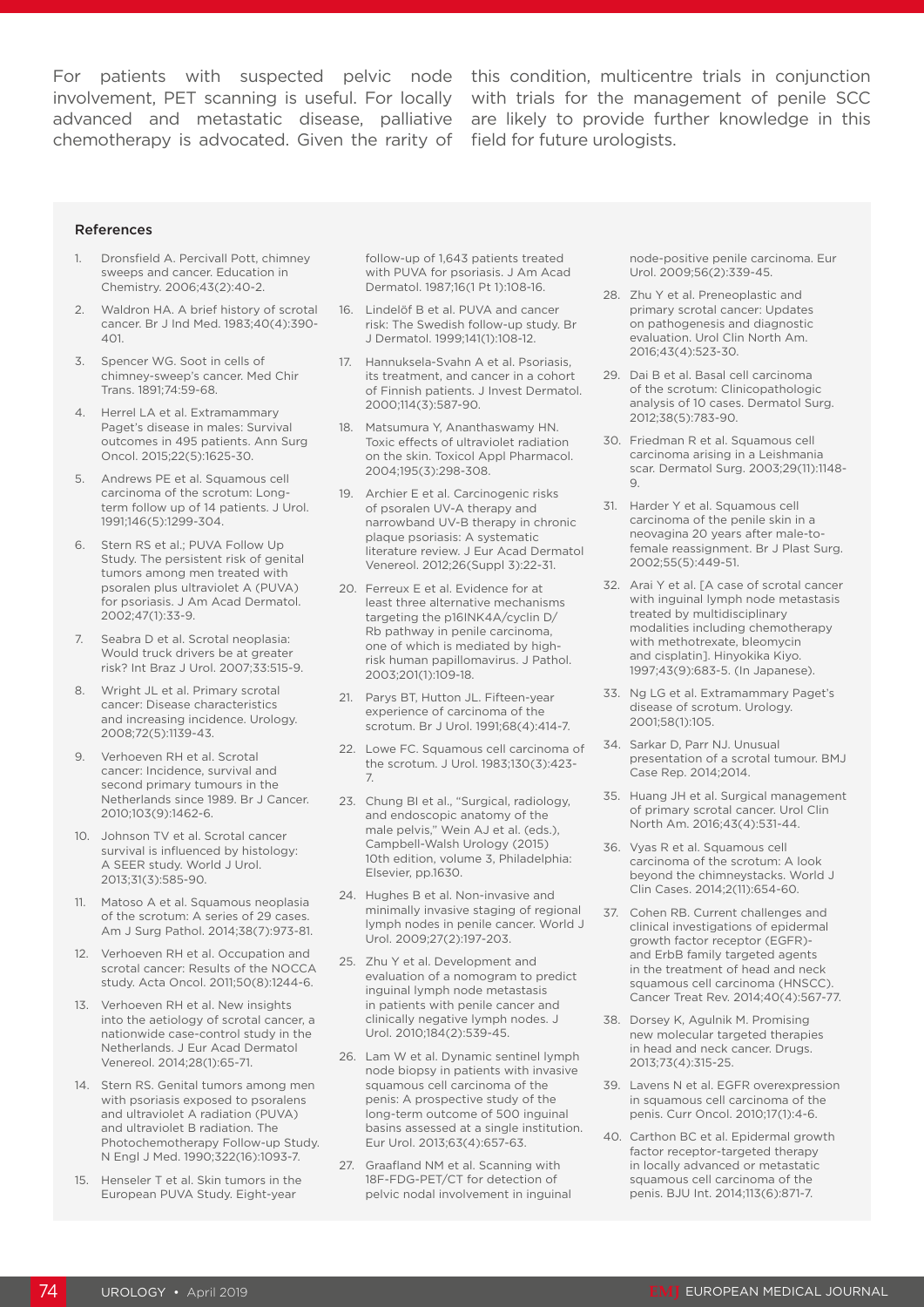For patients with suspected pelvic node involvement, PET scanning is useful. For locally advanced and metastatic disease, palliative chemotherapy is advocated. Given the rarity of this condition, multicentre trials in conjunction with trials for the management of penile SCC are likely to provide further knowledge in this field for future urologists.

### References

1. Dronsfield A. Percivall Pott, chimney sweeps and cancer. Education in Chemistry. 2006;43(2):40-2.
2. Waldron HA. A brief history of scrotal cancer. Br J Ind Med. 1983;40(4):390-401.
3. Spencer WG. Soot in cells of chimney-sweep's cancer. Med Chir Trans. 1891;74:59-68.
4. Herrel LA et al. Extramammary Paget's disease in males: Survival outcomes in 495 patients. Ann Surg Oncol. 2015;22(5):1625-30.
5. Andrews PE et al. Squamous cell carcinoma of the scrotum: Long-term follow up of 14 patients. J Urol. 1991;146(5):1299-304.
6. Stern RS et al.; PUVA Follow Up Study. The persistent risk of genital tumors among men treated with psoralen plus ultraviolet A (PUVA) for psoriasis. J Am Acad Dermatol. 2002;47(1):33-9.
7. Seabra D et al. Scrotal neoplasia: Would truck drivers be at greater risk? Int Braz J Urol. 2007;33:515-9.
8. Wright JL et al. Primary scrotal cancer: Disease characteristics and increasing incidence. Urology. 2008;72(5):1139-43.
9. Verhoeven RH et al. Scrotal cancer: Incidence, survival and second primary tumours in the Netherlands since 1989. Br J Cancer. 2010;103(9):1462-6.
10. Johnson TV et al. Scrotal cancer survival is influenced by histology: A SEER study. World J Urol. 2013;31(3):585-90.
11. Matoso A et al. Squamous neoplasia of the scrotum: A series of 29 cases. Am J Surg Pathol. 2014;38(7):973-81.
12. Verhoeven RH et al. Occupation and scrotal cancer: Results of the NOCCA study. Acta Oncol. 2011;50(8):1244-6.
13. Verhoeven RH et al. New insights into the aetiology of scrotal cancer, a nationwide case-control study in the Netherlands. J Eur Acad Dermatol Venereol. 2014;28(1):65-71.
14. Stern RS. Genital tumors among men with psoriasis exposed to psoralens and ultraviolet A radiation (PUVA) and ultraviolet B radiation. The Photochemotherapy Follow-up Study. N Engl J Med. 1990;322(16):1093-7.
15. Henseler T et al. Skin tumors in the European PUVA Study. Eight-year follow-up of 1,643 patients treated with PUVA for psoriasis. J Am Acad Dermatol. 1987;16(1 Pt 1):108-16.
16. Lindelöf B et al. PUVA and cancer risk: The Swedish follow-up study. Br J Dermatol. 1999;141(1):108-12.
17. Hannuksela-Svahn A et al. Psoriasis, its treatment, and cancer in a cohort of Finnish patients. J Invest Dermatol. 2000;114(3):587-90.
18. Matsumura Y, Ananthaswamy HN. Toxic effects of ultraviolet radiation on the skin. Toxicol Appl Pharmacol. 2004;195(3):298-308.
19. Archier E et al. Carcinogenic risks of psoralen UV-A therapy and narrowband UV-B therapy in chronic plaque psoriasis: A systematic literature review. J Eur Acad Dermatol Venereol. 2012;26(Suppl 3):22-31.
20. Ferreux E et al. Evidence for at least three alternative mechanisms targeting the p16INK4A/cyclin D/Rb pathway in penile carcinoma, one of which is mediated by high-risk human papillomavirus. J Pathol. 2003;201(1):109-18.
21. Parys BT, Hutton JL. Fifteen-year experience of carcinoma of the scrotum. Br J Urol. 1991;68(4):414-7.
22. Lowe FC. Squamous cell carcinoma of the scrotum. J Urol. 1983;130(3):423-7.
23. Chung BI et al., "Surgical, radiology, and endoscopic anatomy of the male pelvis," Wein AJ et al. (eds.), Campbell-Walsh Urology (2015) 10th edition, volume 3, Philadelphia: Elsevier, pp.1630.
24. Hughes B et al. Non-invasive and minimally invasive staging of regional lymph nodes in penile cancer. World J Urol. 2009;27(2):197-203.
25. Zhu Y et al. Development and evaluation of a nomogram to predict inguinal lymph node metastasis in patients with penile cancer and clinically negative lymph nodes. J Urol. 2010;184(2):539-45.
26. Lam W et al. Dynamic sentinel lymph node biopsy in patients with invasive squamous cell carcinoma of the penis: A prospective study of the long-term outcome of 500 inguinal basins assessed at a single institution. Eur Urol. 2013;63(4):657-63.
27. Graafland NM et al. Scanning with 18F-FDG-PET/CT for detection of pelvic nodal involvement in inguinal node-positive penile carcinoma. Eur Urol. 2009;56(2):339-45.
28. Zhu Y et al. Preneoplastic and primary scrotal cancer: Updates on pathogenesis and diagnostic evaluation. Urol Clin North Am. 2016;43(4):523-30.
29. Dai B et al. Basal cell carcinoma of the scrotum: Clinicopathologic analysis of 10 cases. Dermatol Surg. 2012;38(5):783-90.
30. Friedman R et al. Squamous cell carcinoma arising in a Leishmania scar. Dermatol Surg. 2003;29(11):1148-9.
31. Harder Y et al. Squamous cell carcinoma of the penile skin in a neovagina 20 years after male-to-female reassignment. Br J Plast Surg. 2002;55(5):449-51.
32. Arai Y et al. [A case of scrotal cancer with inguinal lymph node metastasis treated by multidisciplinary modalities including chemotherapy with methotrexate, bleomycin and cisplatin]. Hinyokika Kiyo. 1997;43(9):683-5. (In Japanese).
33. Ng LG et al. Extramammary Paget's disease of scrotum. Urology. 2001;58(1):105.
34. Sarkar D, Parr NJ. Unusual presentation of a scrotal tumour. BMJ Case Rep. 2014;2014.
35. Huang JH et al. Surgical management of primary scrotal cancer. Urol Clin North Am. 2016;43(4):531-44.
36. Vyas R et al. Squamous cell carcinoma of the scrotum: A look beyond the chimneystacks. World J Clin Cases. 2014;2(11):654-60.
37. Cohen RB. Current challenges and clinical investigations of epidermal growth factor receptor (EGFR)- and ErbB family targeted agents in the treatment of head and neck squamous cell carcinoma (HNSCC). Cancer Treat Rev. 2014;40(4):567-77.
38. Dorsey K, Agulnik M. Promising new molecular targeted therapies in head and neck cancer. Drugs. 2013;73(4):315-25.
39. Lavens N et al. EGFR overexpression in squamous cell carcinoma of the penis. Curr Oncol. 2010;17(1):4-6.
40. Carthon BC et al. Epidermal growth factor receptor-targeted therapy in locally advanced or metastatic squamous cell carcinoma of the penis. BJU Int. 2014;113(6):871-7.